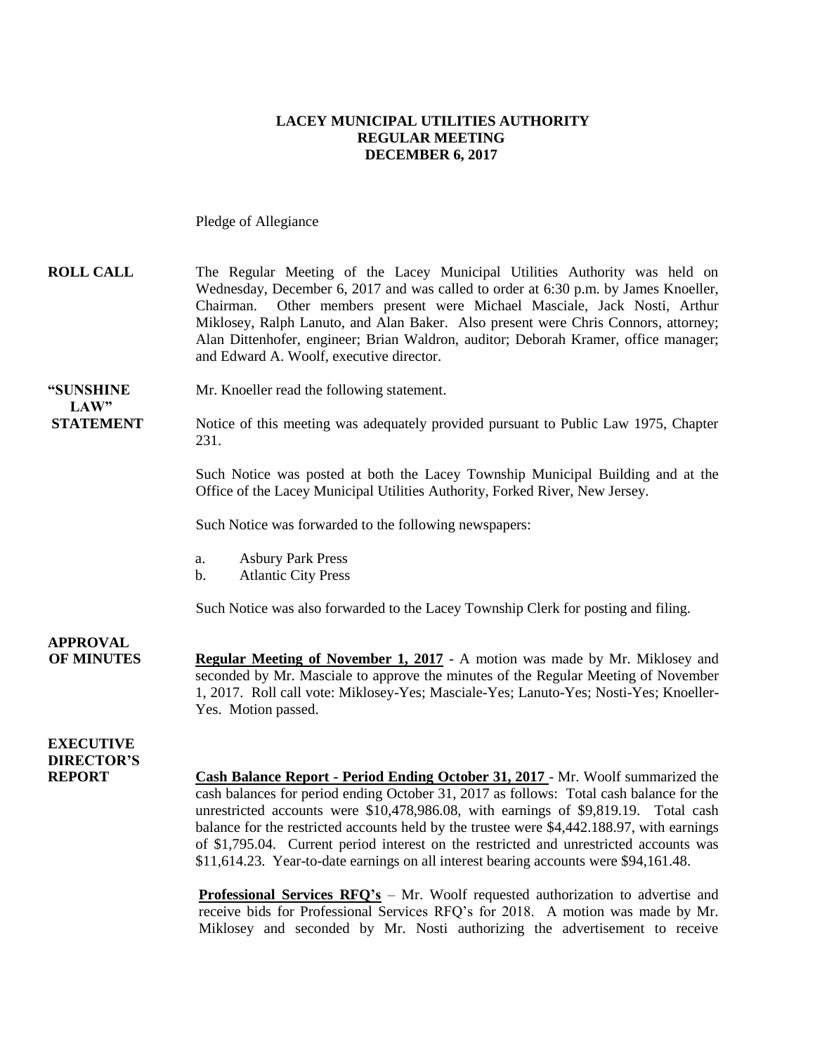# LACEY MUNICIPAL UTILITIES AUTHORITY
## REGULAR MEETING
## DECEMBER 6, 2017

Pledge of Allegiance

**ROLL CALL**

The Regular Meeting of the Lacey Municipal Utilities Authority was held on Wednesday, December 6, 2017 and was called to order at 6:30 p.m. by James Knoeller, Chairman. Other members present were Michael Masciale, Jack Nosti, Arthur Miklosey, Ralph Lanuto, and Alan Baker. Also present were Chris Connors, attorney; Alan Dittenhofer, engineer; Brian Waldron, auditor; Deborah Kramer, office manager; and Edward A. Woolf, executive director.

**"SUNSHINE LAW" STATEMENT**

Mr. Knoeller read the following statement.

Notice of this meeting was adequately provided pursuant to Public Law 1975, Chapter 231.

Such Notice was posted at both the Lacey Township Municipal Building and at the Office of the Lacey Municipal Utilities Authority, Forked River, New Jersey.

Such Notice was forwarded to the following newspapers:

a. Asbury Park Press
b. Atlantic City Press

Such Notice was also forwarded to the Lacey Township Clerk for posting and filing.

**APPROVAL OF MINUTES**

**Regular Meeting of November 1, 2017** - A motion was made by Mr. Miklosey and seconded by Mr. Masciale to approve the minutes of the Regular Meeting of November 1, 2017. Roll call vote: Miklosey-Yes; Masciale-Yes; Lanuto-Yes; Nosti-Yes; Knoeller-Yes. Motion passed.

**EXECUTIVE DIRECTOR'S REPORT**

**Cash Balance Report - Period Ending October 31, 2017** - Mr. Woolf summarized the cash balances for period ending October 31, 2017 as follows: Total cash balance for the unrestricted accounts were $10,478,986.08, with earnings of $9,819.19. Total cash balance for the restricted accounts held by the trustee were $4,442.188.97, with earnings of $1,795.04. Current period interest on the restricted and unrestricted accounts was $11,614.23. Year-to-date earnings on all interest bearing accounts were $94,161.48.

**Professional Services RFQ's** – Mr. Woolf requested authorization to advertise and receive bids for Professional Services RFQ's for 2018. A motion was made by Mr. Miklosey and seconded by Mr. Nosti authorizing the advertisement to receive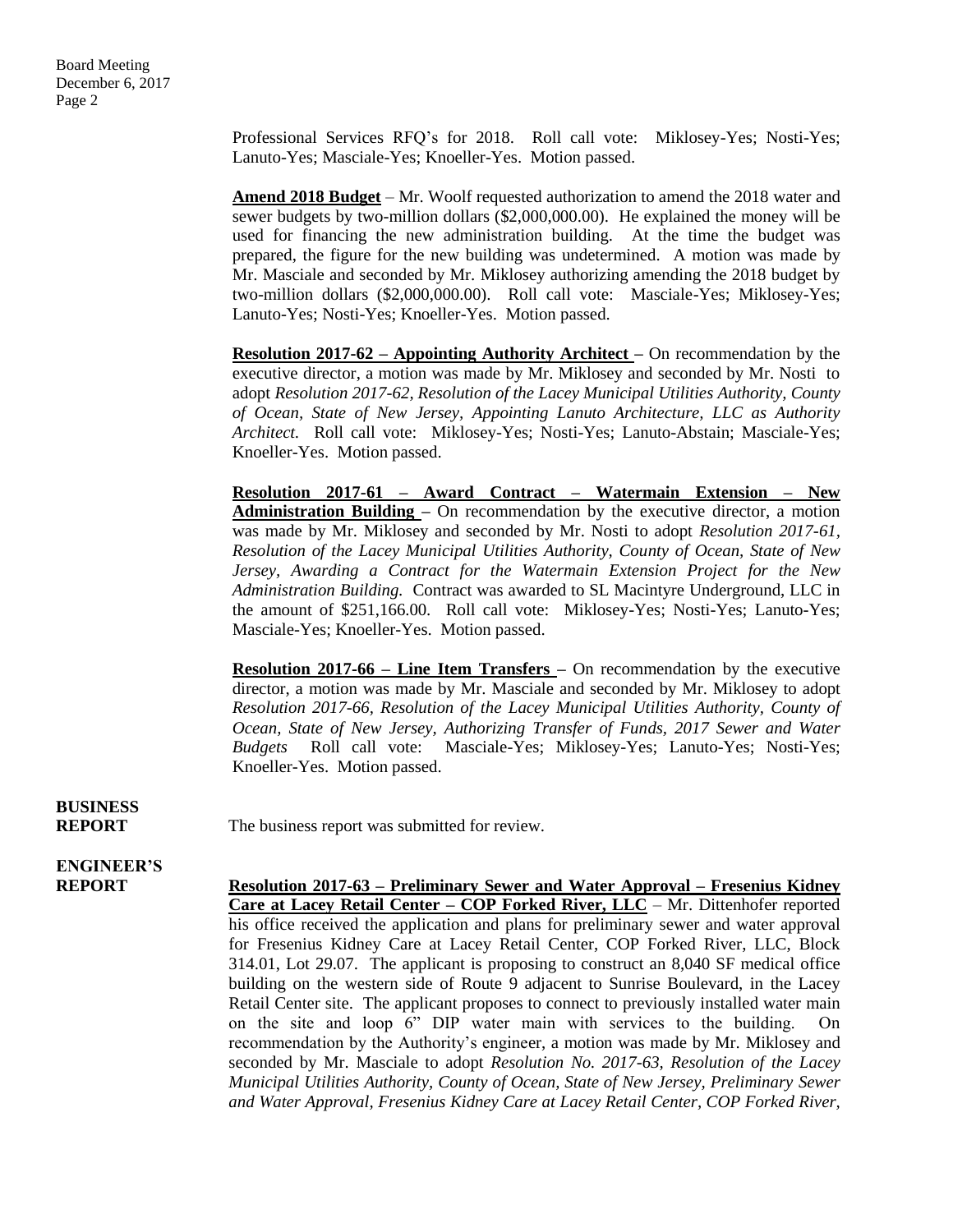Professional Services RFQ's for 2018. Roll call vote: Miklosey-Yes; Nosti-Yes; Lanuto-Yes; Masciale-Yes; Knoeller-Yes. Motion passed.

**Amend 2018 Budget** – Mr. Woolf requested authorization to amend the 2018 water and sewer budgets by two-million dollars ($2,000,000.00). He explained the money will be used for financing the new administration building. At the time the budget was prepared, the figure for the new building was undetermined. A motion was made by Mr. Masciale and seconded by Mr. Miklosey authorizing amending the 2018 budget by two-million dollars ($2,000,000.00). Roll call vote: Masciale-Yes; Miklosey-Yes; Lanuto-Yes; Nosti-Yes; Knoeller-Yes. Motion passed.

**Resolution 2017-62 – Appointing Authority Architect –** On recommendation by the executive director, a motion was made by Mr. Miklosey and seconded by Mr. Nosti to adopt *Resolution 2017-62, Resolution of the Lacey Municipal Utilities Authority, County of Ocean, State of New Jersey, Appointing Lanuto Architecture, LLC as Authority Architect.* Roll call vote: Miklosey-Yes; Nosti-Yes; Lanuto-Abstain; Masciale-Yes; Knoeller-Yes. Motion passed.

**Resolution 2017-61 – Award Contract – Watermain Extension – New Administration Building –** On recommendation by the executive director, a motion was made by Mr. Miklosey and seconded by Mr. Nosti to adopt *Resolution 2017-61, Resolution of the Lacey Municipal Utilities Authority, County of Ocean, State of New Jersey, Awarding a Contract for the Watermain Extension Project for the New Administration Building.* Contract was awarded to SL Macintyre Underground, LLC in the amount of $251,166.00. Roll call vote: Miklosey-Yes; Nosti-Yes; Lanuto-Yes; Masciale-Yes; Knoeller-Yes. Motion passed.

**Resolution 2017-66 – Line Item Transfers –** On recommendation by the executive director, a motion was made by Mr. Masciale and seconded by Mr. Miklosey to adopt *Resolution 2017-66, Resolution of the Lacey Municipal Utilities Authority, County of Ocean, State of New Jersey, Authorizing Transfer of Funds, 2017 Sewer and Water Budgets* Roll call vote: Masciale-Yes; Miklosey-Yes; Lanuto-Yes; Nosti-Yes; Knoeller-Yes. Motion passed.

**BUSINESS REPORT**

The business report was submitted for review.

**ENGINEER'S REPORT**

**Resolution 2017-63 – Preliminary Sewer and Water Approval – Fresenius Kidney Care at Lacey Retail Center – COP Forked River, LLC** – Mr. Dittenhofer reported his office received the application and plans for preliminary sewer and water approval for Fresenius Kidney Care at Lacey Retail Center, COP Forked River, LLC, Block 314.01, Lot 29.07. The applicant is proposing to construct an 8,040 SF medical office building on the western side of Route 9 adjacent to Sunrise Boulevard, in the Lacey Retail Center site. The applicant proposes to connect to previously installed water main on the site and loop 6" DIP water main with services to the building. On recommendation by the Authority's engineer, a motion was made by Mr. Miklosey and seconded by Mr. Masciale to adopt *Resolution No. 2017-63, Resolution of the Lacey Municipal Utilities Authority, County of Ocean, State of New Jersey, Preliminary Sewer and Water Approval, Fresenius Kidney Care at Lacey Retail Center, COP Forked River,*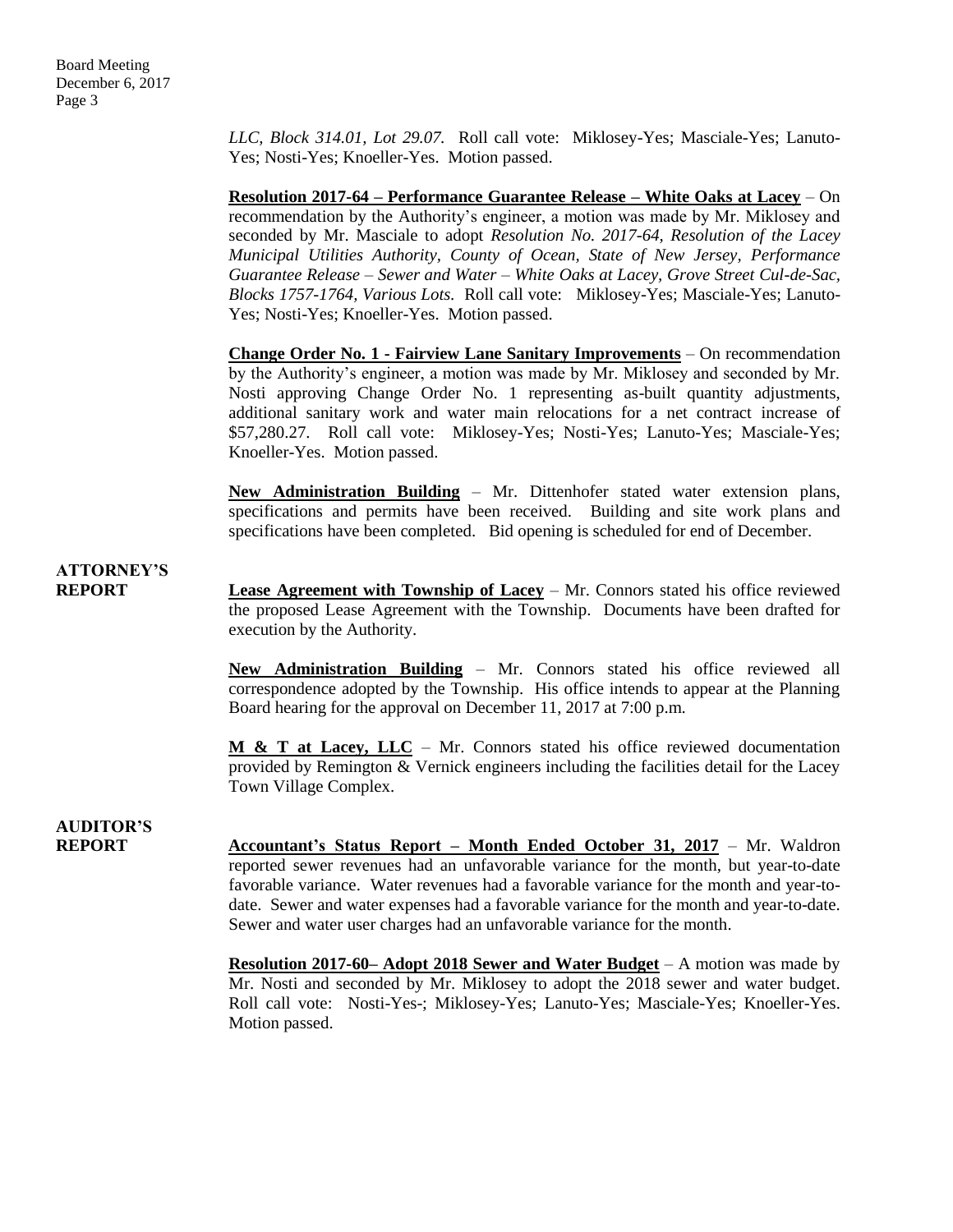*LLC, Block 314.01, Lot 29.07.* Roll call vote: Miklosey-Yes; Masciale-Yes; Lanuto-Yes; Nosti-Yes; Knoeller-Yes. Motion passed.

**Resolution 2017-64 – Performance Guarantee Release – White Oaks at Lacey** – On recommendation by the Authority's engineer, a motion was made by Mr. Miklosey and seconded by Mr. Masciale to adopt *Resolution No. 2017-64, Resolution of the Lacey Municipal Utilities Authority, County of Ocean, State of New Jersey, Performance Guarantee Release – Sewer and Water – White Oaks at Lacey, Grove Street Cul-de-Sac, Blocks 1757-1764, Various Lots.* Roll call vote: Miklosey-Yes; Masciale-Yes; Lanuto-Yes; Nosti-Yes; Knoeller-Yes. Motion passed.

**Change Order No. 1 - Fairview Lane Sanitary Improvements** – On recommendation by the Authority's engineer, a motion was made by Mr. Miklosey and seconded by Mr. Nosti approving Change Order No. 1 representing as-built quantity adjustments, additional sanitary work and water main relocations for a net contract increase of $57,280.27. Roll call vote: Miklosey-Yes; Nosti-Yes; Lanuto-Yes; Masciale-Yes; Knoeller-Yes. Motion passed.

**New Administration Building** – Mr. Dittenhofer stated water extension plans, specifications and permits have been received. Building and site work plans and specifications have been completed. Bid opening is scheduled for end of December.

**ATTORNEY'S REPORT**

**Lease Agreement with Township of Lacey** – Mr. Connors stated his office reviewed the proposed Lease Agreement with the Township. Documents have been drafted for execution by the Authority.

**New Administration Building** – Mr. Connors stated his office reviewed all correspondence adopted by the Township. His office intends to appear at the Planning Board hearing for the approval on December 11, 2017 at 7:00 p.m.

**M & T at Lacey, LLC** – Mr. Connors stated his office reviewed documentation provided by Remington & Vernick engineers including the facilities detail for the Lacey Town Village Complex.

**AUDITOR'S REPORT**

**Accountant's Status Report – Month Ended October 31, 2017** – Mr. Waldron reported sewer revenues had an unfavorable variance for the month, but year-to-date favorable variance. Water revenues had a favorable variance for the month and year-to-date. Sewer and water expenses had a favorable variance for the month and year-to-date. Sewer and water user charges had an unfavorable variance for the month.

**Resolution 2017-60– Adopt 2018 Sewer and Water Budget** – A motion was made by Mr. Nosti and seconded by Mr. Miklosey to adopt the 2018 sewer and water budget. Roll call vote: Nosti-Yes-; Miklosey-Yes; Lanuto-Yes; Masciale-Yes; Knoeller-Yes. Motion passed.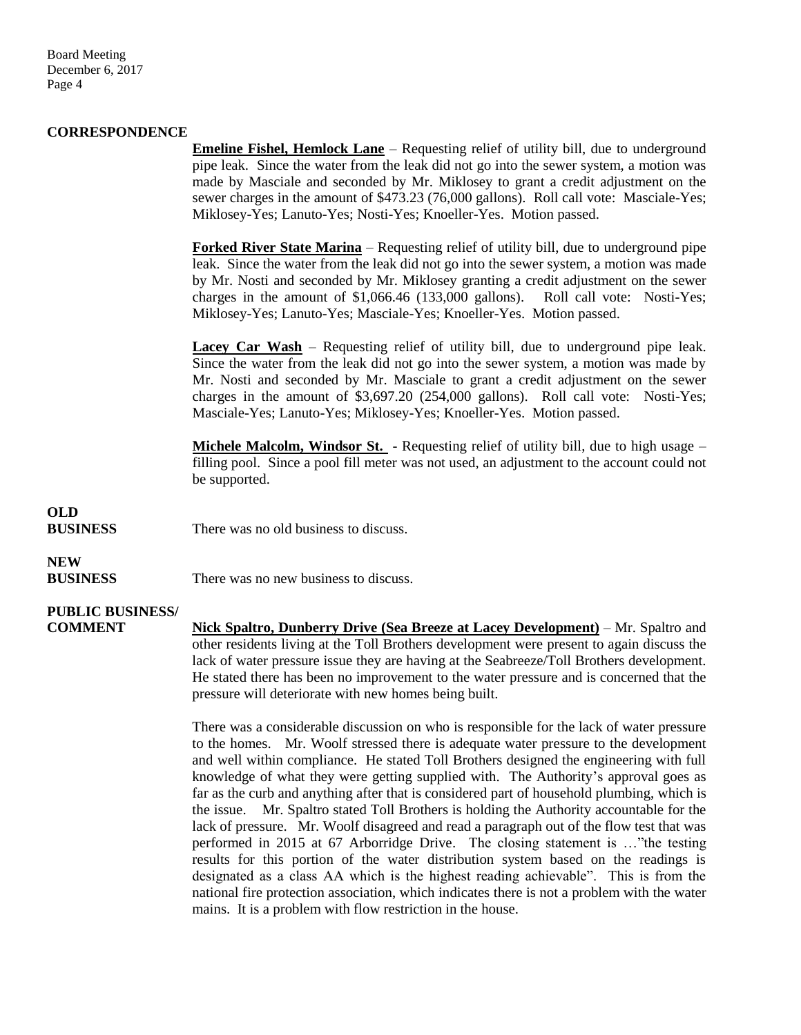**CORRESPONDENCE**

**Emeline Fishel, Hemlock Lane** – Requesting relief of utility bill, due to underground pipe leak. Since the water from the leak did not go into the sewer system, a motion was made by Masciale and seconded by Mr. Miklosey to grant a credit adjustment on the sewer charges in the amount of $473.23 (76,000 gallons). Roll call vote: Masciale-Yes; Miklosey-Yes; Lanuto-Yes; Nosti-Yes; Knoeller-Yes. Motion passed.

**Forked River State Marina** – Requesting relief of utility bill, due to underground pipe leak. Since the water from the leak did not go into the sewer system, a motion was made by Mr. Nosti and seconded by Mr. Miklosey granting a credit adjustment on the sewer charges in the amount of $1,066.46 (133,000 gallons). Roll call vote: Nosti-Yes; Miklosey-Yes; Lanuto-Yes; Masciale-Yes; Knoeller-Yes. Motion passed.

**Lacey Car Wash** – Requesting relief of utility bill, due to underground pipe leak. Since the water from the leak did not go into the sewer system, a motion was made by Mr. Nosti and seconded by Mr. Masciale to grant a credit adjustment on the sewer charges in the amount of $3,697.20 (254,000 gallons). Roll call vote: Nosti-Yes; Masciale-Yes; Lanuto-Yes; Miklosey-Yes; Knoeller-Yes. Motion passed.

**Michele Malcolm, Windsor St.** - Requesting relief of utility bill, due to high usage – filling pool. Since a pool fill meter was not used, an adjustment to the account could not be supported.

**OLD BUSINESS**

There was no old business to discuss.

**NEW BUSINESS**

There was no new business to discuss.

**PUBLIC BUSINESS/ COMMENT**

**Nick Spaltro, Dunberry Drive (Sea Breeze at Lacey Development)** – Mr. Spaltro and other residents living at the Toll Brothers development were present to again discuss the lack of water pressure issue they are having at the Seabreeze/Toll Brothers development. He stated there has been no improvement to the water pressure and is concerned that the pressure will deteriorate with new homes being built.

There was a considerable discussion on who is responsible for the lack of water pressure to the homes. Mr. Woolf stressed there is adequate water pressure to the development and well within compliance. He stated Toll Brothers designed the engineering with full knowledge of what they were getting supplied with. The Authority's approval goes as far as the curb and anything after that is considered part of household plumbing, which is the issue. Mr. Spaltro stated Toll Brothers is holding the Authority accountable for the lack of pressure. Mr. Woolf disagreed and read a paragraph out of the flow test that was performed in 2015 at 67 Arborridge Drive. The closing statement is …"the testing results for this portion of the water distribution system based on the readings is designated as a class AA which is the highest reading achievable". This is from the national fire protection association, which indicates there is not a problem with the water mains. It is a problem with flow restriction in the house.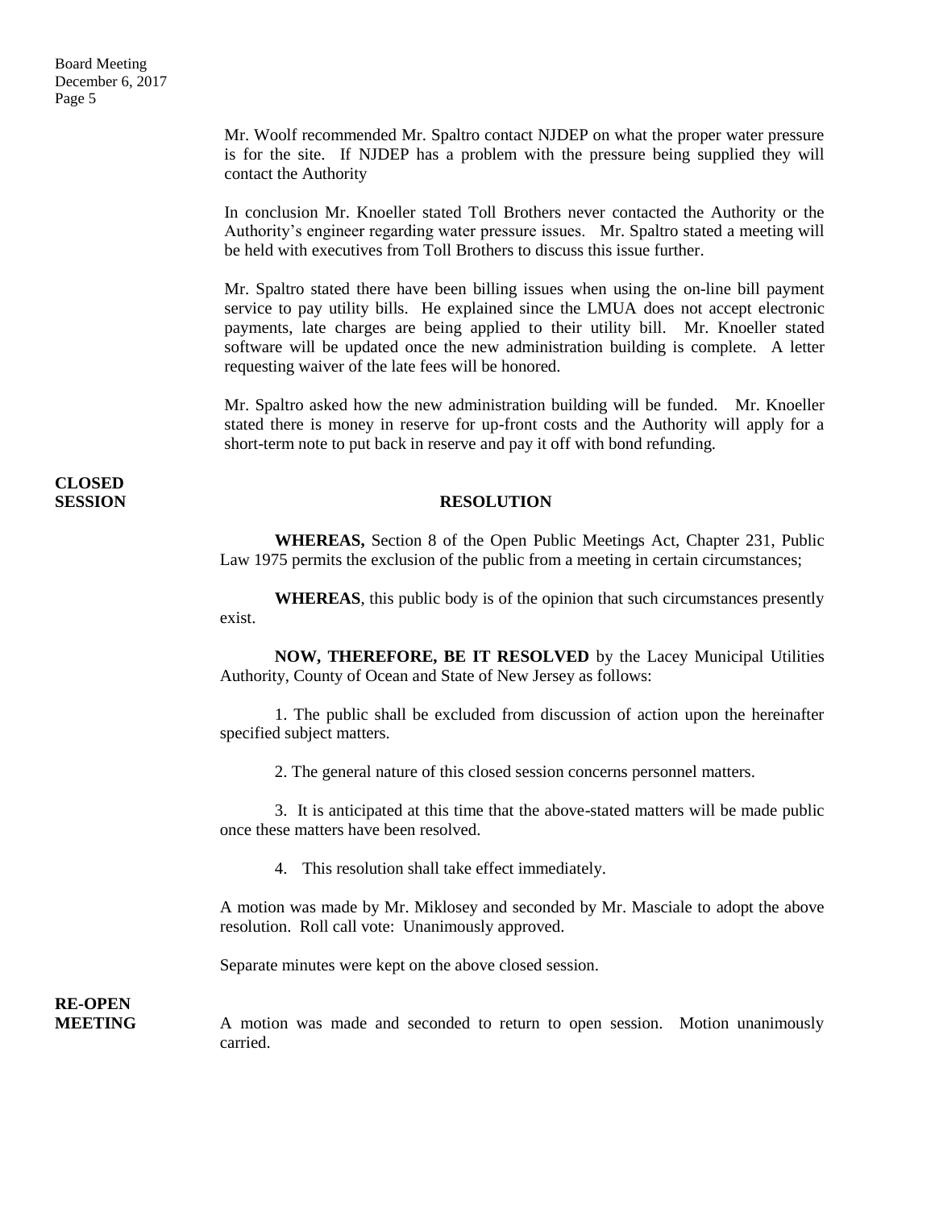Mr. Woolf recommended Mr. Spaltro contact NJDEP on what the proper water pressure is for the site. If NJDEP has a problem with the pressure being supplied they will contact the Authority

In conclusion Mr. Knoeller stated Toll Brothers never contacted the Authority or the Authority's engineer regarding water pressure issues. Mr. Spaltro stated a meeting will be held with executives from Toll Brothers to discuss this issue further.

Mr. Spaltro stated there have been billing issues when using the on-line bill payment service to pay utility bills. He explained since the LMUA does not accept electronic payments, late charges are being applied to their utility bill. Mr. Knoeller stated software will be updated once the new administration building is complete. A letter requesting waiver of the late fees will be honored.

Mr. Spaltro asked how the new administration building will be funded. Mr. Knoeller stated there is money in reserve for up-front costs and the Authority will apply for a short-term note to put back in reserve and pay it off with bond refunding.

**CLOSED SESSION**

**RESOLUTION**

**WHEREAS,** Section 8 of the Open Public Meetings Act, Chapter 231, Public Law 1975 permits the exclusion of the public from a meeting in certain circumstances;

**WHEREAS**, this public body is of the opinion that such circumstances presently exist.

**NOW, THEREFORE, BE IT RESOLVED** by the Lacey Municipal Utilities Authority, County of Ocean and State of New Jersey as follows:

1. The public shall be excluded from discussion of action upon the hereinafter specified subject matters.

2. The general nature of this closed session concerns personnel matters.

3. It is anticipated at this time that the above-stated matters will be made public once these matters have been resolved.

4. This resolution shall take effect immediately.

A motion was made by Mr. Miklosey and seconded by Mr. Masciale to adopt the above resolution. Roll call vote: Unanimously approved.

Separate minutes were kept on the above closed session.

**RE-OPEN MEETING**

A motion was made and seconded to return to open session. Motion unanimously carried.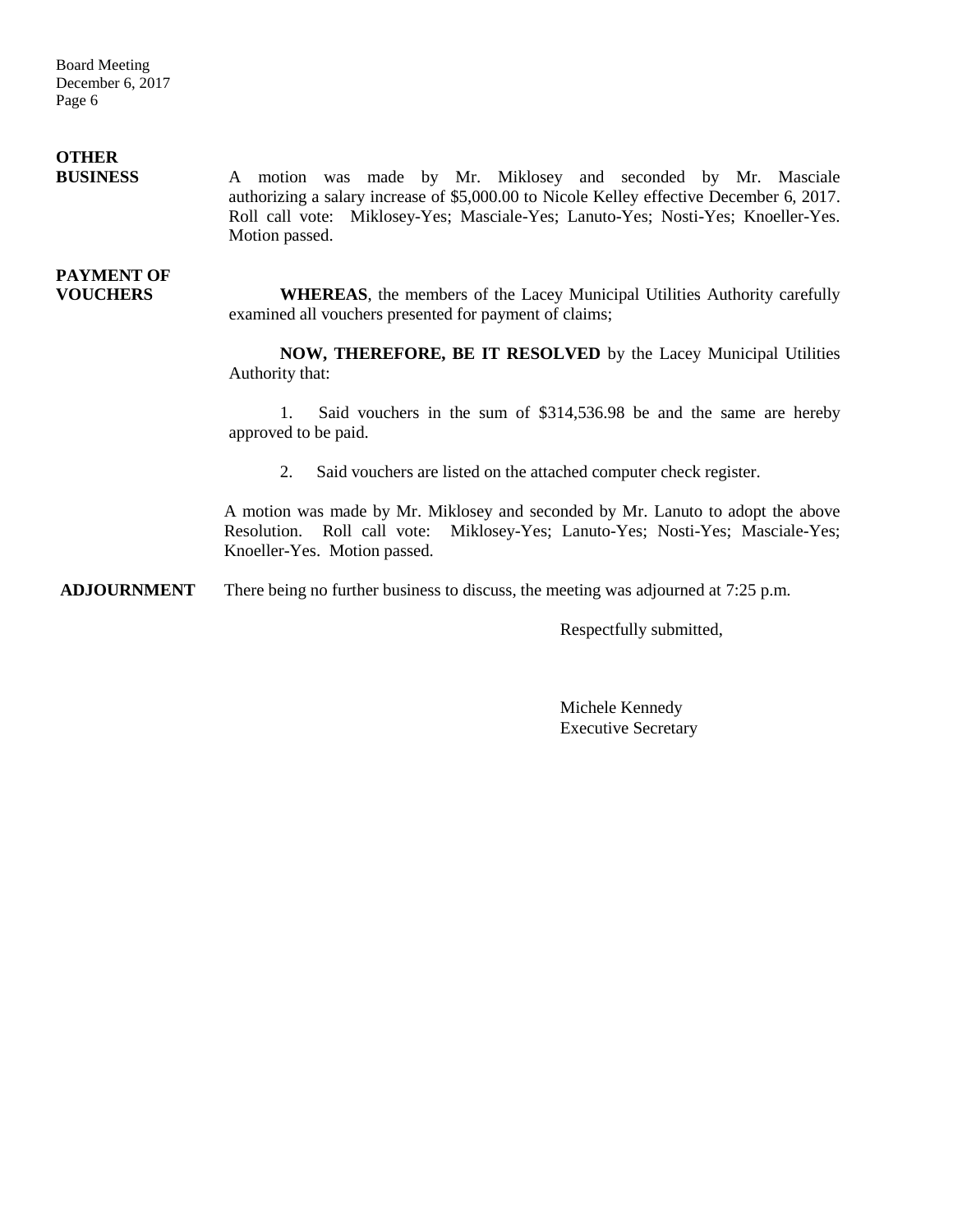**OTHER BUSINESS**

A motion was made by Mr. Miklosey and seconded by Mr. Masciale authorizing a salary increase of $5,000.00 to Nicole Kelley effective December 6, 2017. Roll call vote: Miklosey-Yes; Masciale-Yes; Lanuto-Yes; Nosti-Yes; Knoeller-Yes. Motion passed.

**PAYMENT OF VOUCHERS**

**WHEREAS**, the members of the Lacey Municipal Utilities Authority carefully examined all vouchers presented for payment of claims;

**NOW, THEREFORE, BE IT RESOLVED** by the Lacey Municipal Utilities Authority that:

1. Said vouchers in the sum of $314,536.98 be and the same are hereby approved to be paid.

2. Said vouchers are listed on the attached computer check register.

A motion was made by Mr. Miklosey and seconded by Mr. Lanuto to adopt the above Resolution. Roll call vote: Miklosey-Yes; Lanuto-Yes; Nosti-Yes; Masciale-Yes; Knoeller-Yes. Motion passed.

**ADJOURNMENT**

There being no further business to discuss, the meeting was adjourned at 7:25 p.m.

Respectfully submitted,

Michele Kennedy
Executive Secretary